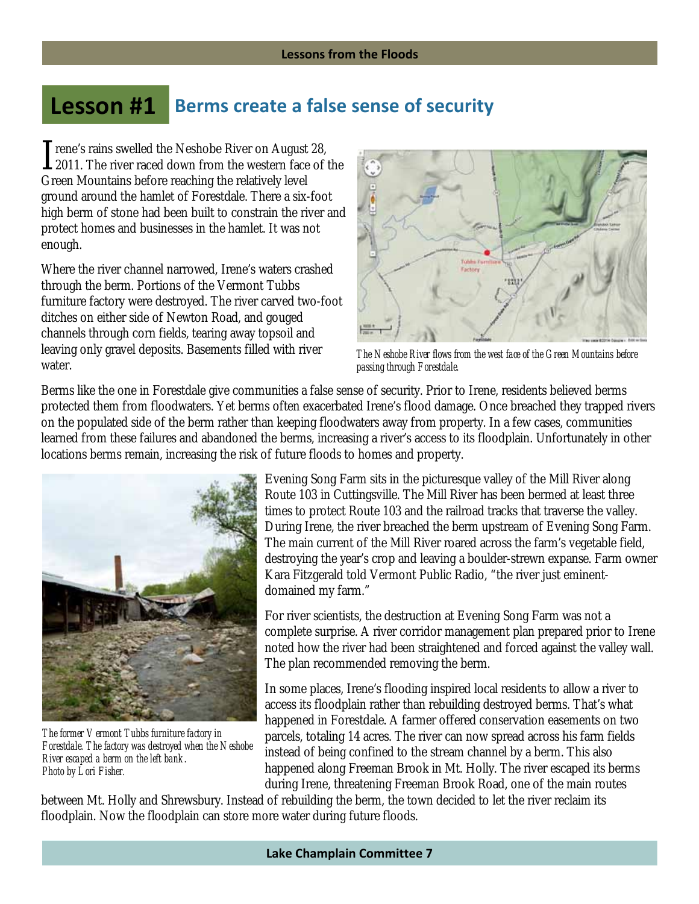# Lesson #1 Berms create a false sense of security

Irene's rains swelled the Neshobe River on August 28, 2011. The river raced down from the western face of the Green Mountains before reaching the relatively level ground around the hamlet of Forestdale. There a six-foot high berm of stone had been built to constrain the river and protect homes and businesses in the hamlet. It was not enough.

Where the river channel narrowed, Irene's waters crashed through the berm. Portions of the Vermont Tubbs furniture factory were destroyed. The river carved two-foot ditches on either side of Newton Road, and gouged channels through corn fields, tearing away topsoil and leaving only gravel deposits. Basements filled with river water.

*The Neshobe River flows from the west face of the Green Mountains before passing through Forestdale.*

Berms like the one in Forestdale give communities a false sense of security. Prior to Irene, residents believed berms protected them from floodwaters. Yet berms often exacerbated Irene's flood damage. Once breached they trapped rivers on the populated side of the berm rather than keeping floodwaters away from property. In a few cases, communities learned from these failures and abandoned the berms, increasing a river's access to its floodplain. Unfortunately in other locations berms remain, increasing the risk of future floods to homes and property.

*The former Vermont Tubbs furniture factory in Forestdale. The factory was destroyed when the Neshobe River escaped a berm on the left bank. Photo by Lori Fisher.*

Evening Song Farm sits in the picturesque valley of the Mill River along Route 103 in Cuttingsville. The Mill River has been bermed at least three times to protect Route 103 and the railroad tracks that traverse the valley. During Irene, the river breached the berm upstream of Evening Song Farm. The main current of the Mill River roared across the farm's vegetable field, destroying the year's crop and leaving a boulder-strewn expanse. Farm owner Kara Fitzgerald told Vermont Public Radio, "the river just eminent-domained my farm."

For river scientists, the destruction at Evening Song Farm was not a complete surprise. A river corridor management plan prepared prior to Irene noted how the river had been straightened and forced against the valley wall. The plan recommended removing the berm.

In some places, Irene's flooding inspired local residents to allow a river to access its floodplain rather than rebuilding destroyed berms. That's what happened in Forestdale. A farmer offered conservation easements on two parcels, totaling 14 acres. The river can now spread across his farm fields instead of being confined to the stream channel by a berm. This also happened along Freeman Brook in Mt. Holly. The river escaped its berms during Irene, threatening Freeman Brook Road, one of the main routes between Mt. Holly and Shrewsbury. Instead of rebuilding the berm, the town decided to let the river reclaim its floodplain. Now the floodplain can store more water during future floods.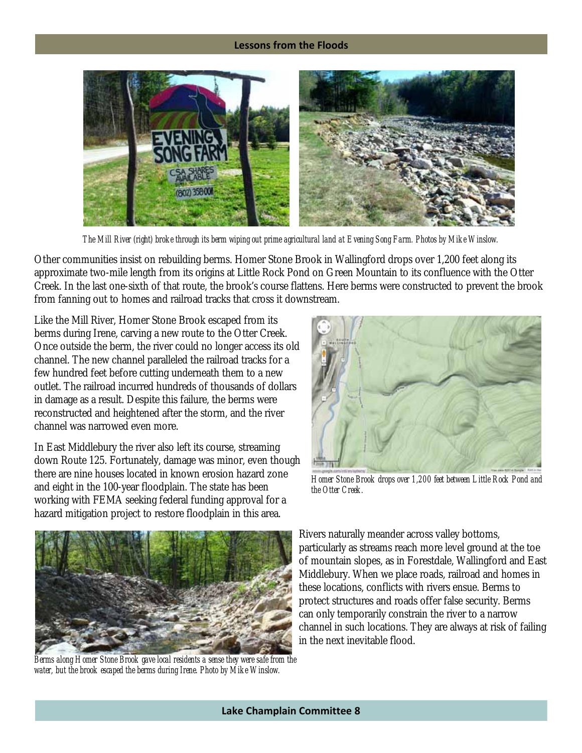## Lessons from the Floods

*The Mill River (right) broke through its berm wiping out prime agricultural land at Evening Song Farm. Photos by Mike Winslow.*

Other communities insist on rebuilding berms. Homer Stone Brook in Wallingford drops over 1,200 feet along its approximate two-mile length from its origins at Little Rock Pond on Green Mountain to its confluence with the Otter Creek. In the last one-sixth of that route, the brook's course flattens. Here berms were constructed to prevent the brook from fanning out to homes and railroad tracks that cross it downstream.

Like the Mill River, Homer Stone Brook escaped from its berms during Irene, carving a new route to the Otter Creek. Once outside the berm, the river could no longer access its old channel. The new channel paralleled the railroad tracks for a few hundred feet before cutting underneath them to a new outlet. The railroad incurred hundreds of thousands of dollars in damage as a result. Despite this failure, the berms were reconstructed and heightened after the storm, and the river channel was narrowed even more.

*Homer Stone Brook drops over 1,200 feet between Little Rock Pond and the Otter Creek.*

In East Middlebury the river also left its course, streaming down Route 125. Fortunately, damage was minor, even though there are nine houses located in known erosion hazard zone and eight in the 100-year floodplain. The state has been working with FEMA seeking federal funding approval for a hazard mitigation project to restore floodplain in this area.

*Berms along Homer Stone Brook gave local residents a sense they were safe from the water, but the brook escaped the berms during Irene. Photo by Mike Winslow.*

Rivers naturally meander across valley bottoms, particularly as streams reach more level ground at the toe of mountain slopes, as in Forestdale, Wallingford and East Middlebury. When we place roads, railroad and homes in these locations, conflicts with rivers ensue. Berms to protect structures and roads offer false security. Berms can only temporarily constrain the river to a narrow channel in such locations. They are always at risk of failing in the next inevitable flood.